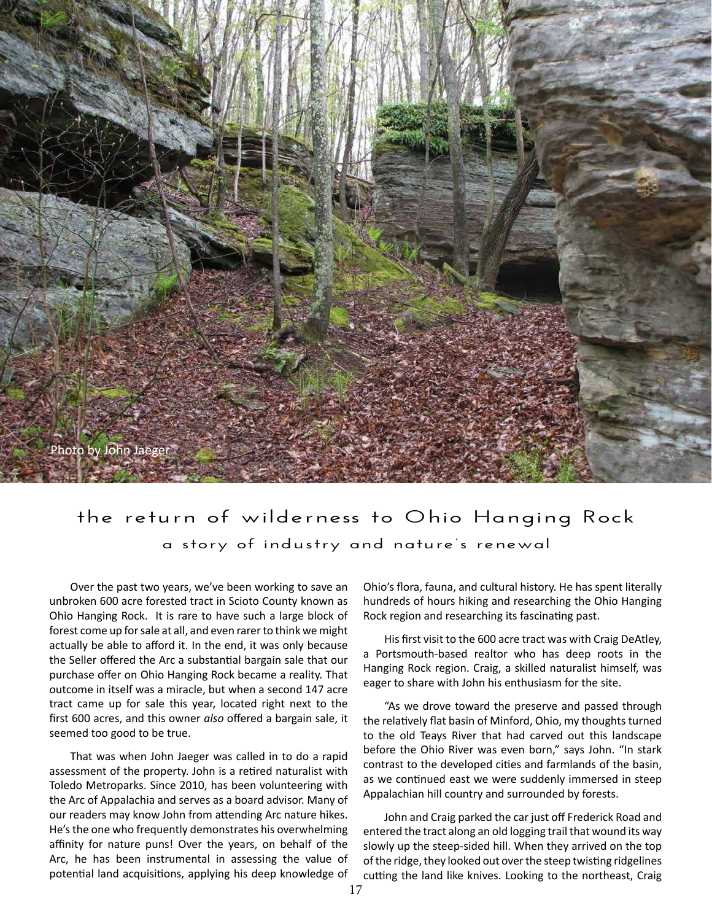Photo by John Jaeger

# the return of wilderness to Ohio Hanging Rock

## a story of industry and nature's renewal

Over the past two years, we've been working to save an unbroken 600 acre forested tract in Scioto County known as Ohio Hanging Rock. It is rare to have such a large block of forest come up for sale at all, and even rarer to think we might actually be able to afford it. In the end, it was only because the Seller offered the Arc a substantial bargain sale that our purchase offer on Ohio Hanging Rock became a reality. That outcome in itself was a miracle, but when a second 147 acre tract came up for sale this year, located right next to the first 600 acres, and this owner *also* offered a bargain sale, it seemed too good to be true.

That was when John Jaeger was called in to do a rapid assessment of the property. John is a retired naturalist with Toledo Metroparks. Since 2010, has been volunteering with the Arc of Appalachia and serves as a board advisor. Many of our readers may know John from attending Arc nature hikes. He's the one who frequently demonstrates his overwhelming affinity for nature puns! Over the years, on behalf of the Arc, he has been instrumental in assessing the value of potential land acquisitions, applying his deep knowledge of Ohio's flora, fauna, and cultural history. He has spent literally hundreds of hours hiking and researching the Ohio Hanging Rock region and researching its fascinating past.

His first visit to the 600 acre tract was with Craig DeAtley, a Portsmouth-based realtor who has deep roots in the Hanging Rock region. Craig, a skilled naturalist himself, was eager to share with John his enthusiasm for the site.

"As we drove toward the preserve and passed through the relatively flat basin of Minford, Ohio, my thoughts turned to the old Teays River that had carved out this landscape before the Ohio River was even born," says John. "In stark contrast to the developed cities and farmlands of the basin, as we continued east we were suddenly immersed in steep Appalachian hill country and surrounded by forests.

John and Craig parked the car just off Frederick Road and entered the tract along an old logging trail that wound its way slowly up the steep-sided hill. When they arrived on the top of the ridge, they looked out over the steep twisting ridgelines cutting the land like knives. Looking to the northeast, Craig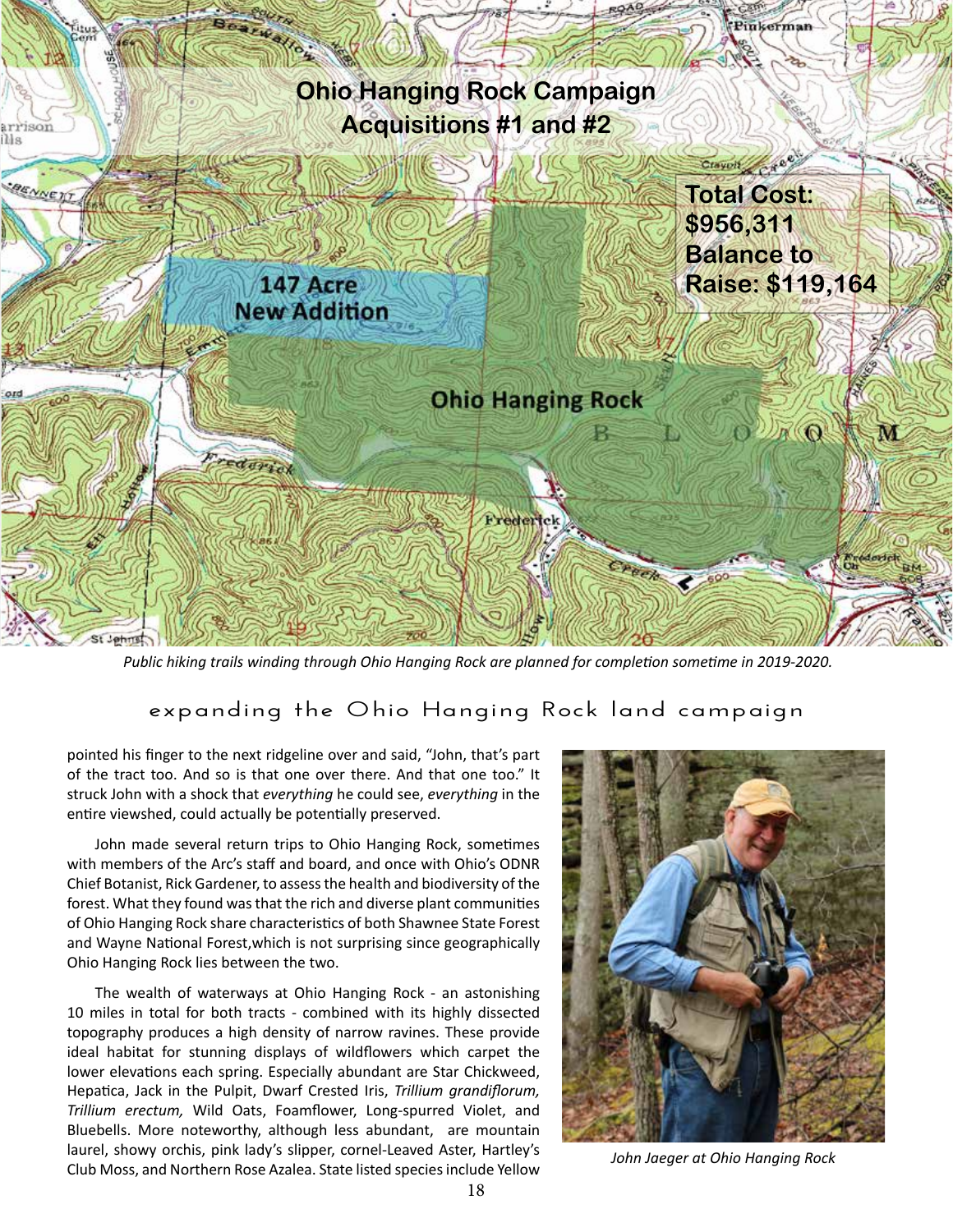**Ohio Hanging Rock Campaign Acquisitions #1 and #2**

**Total Cost: $956,311**
**Balance to Raise: $119,164**

**147 Acre New Addition**

**Ohio Hanging Rock**

*Public hiking trails winding through Ohio Hanging Rock are planned for completion sometime in 2019-2020.*

## expanding the Ohio Hanging Rock land campaign

pointed his finger to the next ridgeline over and said, "John, that's part of the tract too. And so is that one over there. And that one too." It struck John with a shock that *everything* he could see, *everything* in the entire viewshed, could actually be potentially preserved.

John made several return trips to Ohio Hanging Rock, sometimes with members of the Arc's staff and board, and once with Ohio's ODNR Chief Botanist, Rick Gardener, to assess the health and biodiversity of the forest. What they found was that the rich and diverse plant communities of Ohio Hanging Rock share characteristics of both Shawnee State Forest and Wayne National Forest,which is not surprising since geographically Ohio Hanging Rock lies between the two.

The wealth of waterways at Ohio Hanging Rock - an astonishing 10 miles in total for both tracts - combined with its highly dissected topography produces a high density of narrow ravines. These provide ideal habitat for stunning displays of wildflowers which carpet the lower elevations each spring. Especially abundant are Star Chickweed, Hepatica, Jack in the Pulpit, Dwarf Crested Iris, *Trillium grandiflorum, Trillium erectum,* Wild Oats, Foamflower, Long-spurred Violet, and Bluebells. More noteworthy, although less abundant, are mountain laurel, showy orchis, pink lady's slipper, cornel-Leaved Aster, Hartley's Club Moss, and Northern Rose Azalea. State listed species include Yellow

*John Jaeger at Ohio Hanging Rock*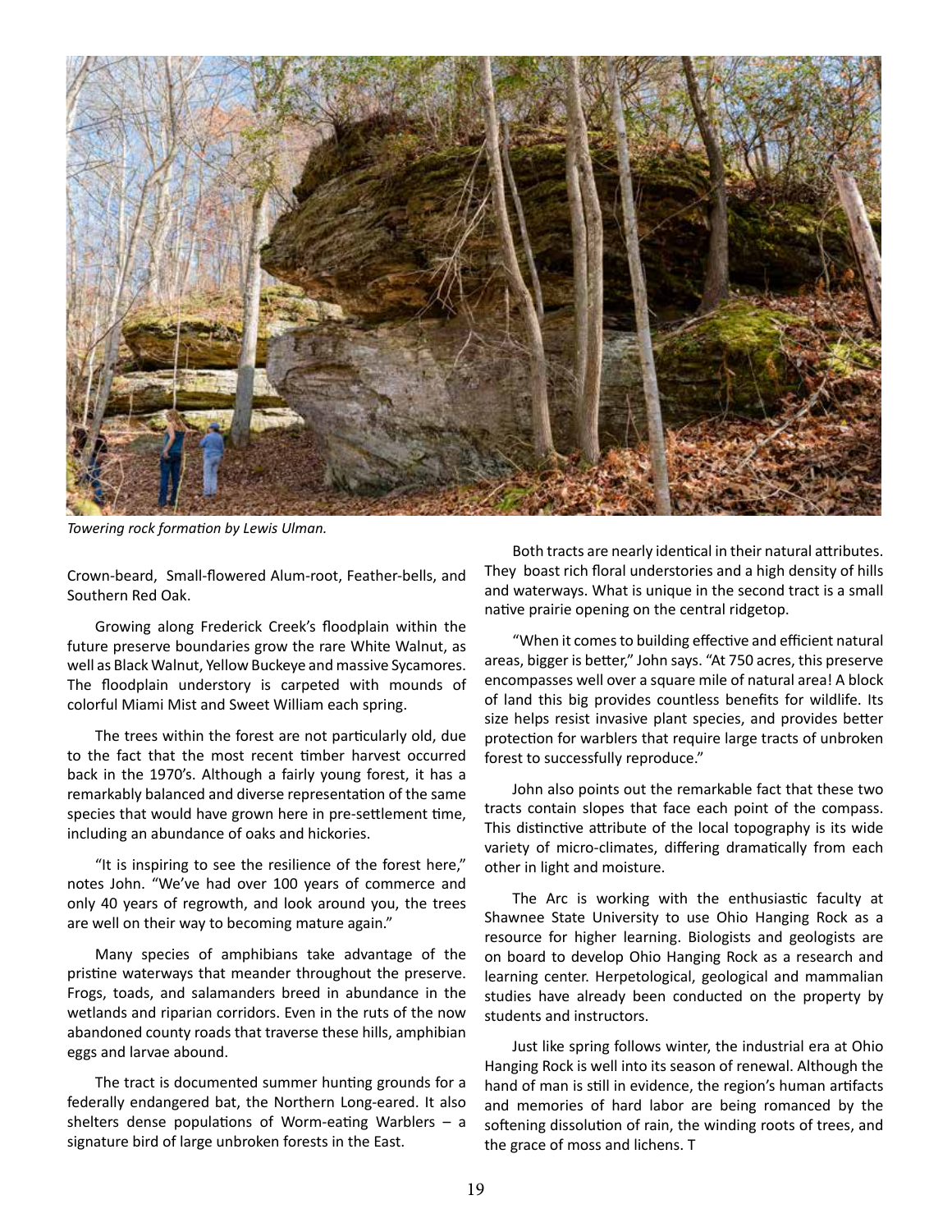*Towering rock formation by Lewis Ulman.*

Crown-beard, Small-flowered Alum-root, Feather-bells, and Southern Red Oak.

Growing along Frederick Creek's floodplain within the future preserve boundaries grow the rare White Walnut, as well as Black Walnut, Yellow Buckeye and massive Sycamores. The floodplain understory is carpeted with mounds of colorful Miami Mist and Sweet William each spring.

The trees within the forest are not particularly old, due to the fact that the most recent timber harvest occurred back in the 1970's. Although a fairly young forest, it has a remarkably balanced and diverse representation of the same species that would have grown here in pre-settlement time, including an abundance of oaks and hickories.

"It is inspiring to see the resilience of the forest here," notes John. "We've had over 100 years of commerce and only 40 years of regrowth, and look around you, the trees are well on their way to becoming mature again."

Many species of amphibians take advantage of the pristine waterways that meander throughout the preserve. Frogs, toads, and salamanders breed in abundance in the wetlands and riparian corridors. Even in the ruts of the now abandoned county roads that traverse these hills, amphibian eggs and larvae abound.

The tract is documented summer hunting grounds for a federally endangered bat, the Northern Long-eared. It also shelters dense populations of Worm-eating Warblers – a signature bird of large unbroken forests in the East.

Both tracts are nearly identical in their natural attributes. They boast rich floral understories and a high density of hills and waterways. What is unique in the second tract is a small native prairie opening on the central ridgetop.

"When it comes to building effective and efficient natural areas, bigger is better," John says. "At 750 acres, this preserve encompasses well over a square mile of natural area! A block of land this big provides countless benefits for wildlife. Its size helps resist invasive plant species, and provides better protection for warblers that require large tracts of unbroken forest to successfully reproduce."

John also points out the remarkable fact that these two tracts contain slopes that face each point of the compass. This distinctive attribute of the local topography is its wide variety of micro-climates, differing dramatically from each other in light and moisture.

The Arc is working with the enthusiastic faculty at Shawnee State University to use Ohio Hanging Rock as a resource for higher learning. Biologists and geologists are on board to develop Ohio Hanging Rock as a research and learning center. Herpetological, geological and mammalian studies have already been conducted on the property by students and instructors.

Just like spring follows winter, the industrial era at Ohio Hanging Rock is well into its season of renewal. Although the hand of man is still in evidence, the region's human artifacts and memories of hard labor are being romanced by the softening dissolution of rain, the winding roots of trees, and the grace of moss and lichens. T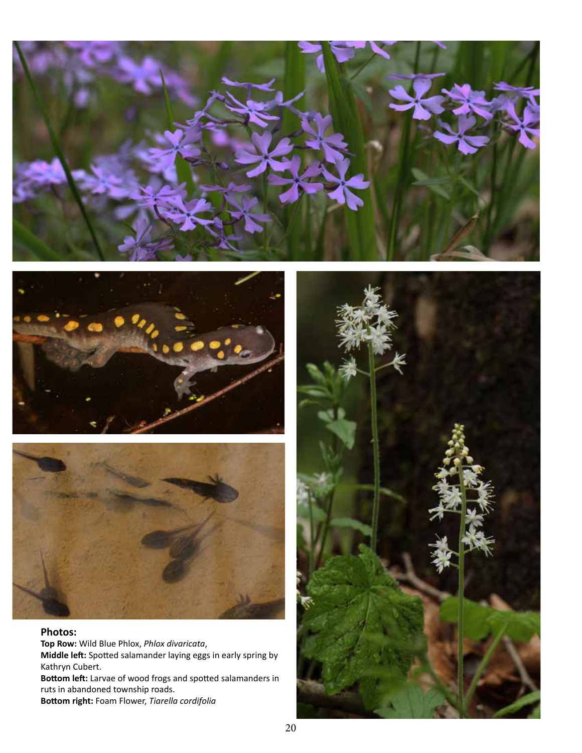**Photos:**
**Top Row:** Wild Blue Phlox, *Phlox divaricata*,
**Middle left:** Spotted salamander laying eggs in early spring by Kathryn Cubert.
**Bottom left:** Larvae of wood frogs and spotted salamanders in ruts in abandoned township roads.
**Bottom right:** Foam Flower, *Tiarella cordifolia*